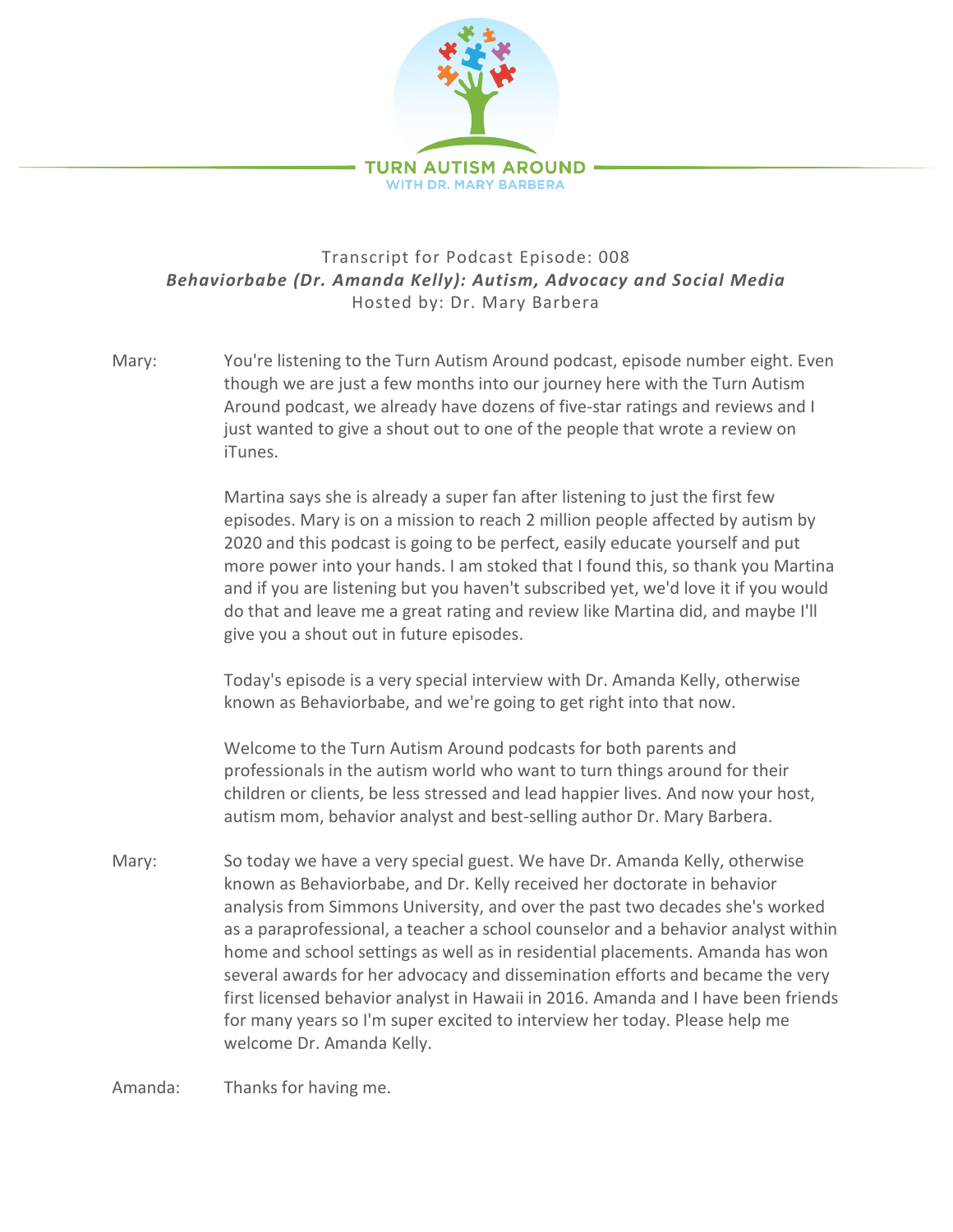TURN AUTISM AROUND

WITH DR. MARY BARBERA

Transcript for Podcast Episode: 008

***Behaviorbabe (Dr. Amanda Kelly): Autism, Advocacy and Social Media***

Hosted by: Dr. Mary Barbera

Mary: You're listening to the Turn Autism Around podcast, episode number eight. Even though we are just a few months into our journey here with the Turn Autism Around podcast, we already have dozens of five-star ratings and reviews and I just wanted to give a shout out to one of the people that wrote a review on iTunes.

Martina says she is already a super fan after listening to just the first few episodes. Mary is on a mission to reach 2 million people affected by autism by 2020 and this podcast is going to be perfect, easily educate yourself and put more power into your hands. I am stoked that I found this, so thank you Martina and if you are listening but you haven't subscribed yet, we'd love it if you would do that and leave me a great rating and review like Martina did, and maybe I'll give you a shout out in future episodes.

Today's episode is a very special interview with Dr. Amanda Kelly, otherwise known as Behaviorbabe, and we're going to get right into that now.

Welcome to the Turn Autism Around podcasts for both parents and professionals in the autism world who want to turn things around for their children or clients, be less stressed and lead happier lives. And now your host, autism mom, behavior analyst and best-selling author Dr. Mary Barbera.

Mary: So today we have a very special guest. We have Dr. Amanda Kelly, otherwise known as Behaviorbabe, and Dr. Kelly received her doctorate in behavior analysis from Simmons University, and over the past two decades she's worked as a paraprofessional, a teacher a school counselor and a behavior analyst within home and school settings as well as in residential placements. Amanda has won several awards for her advocacy and dissemination efforts and became the very first licensed behavior analyst in Hawaii in 2016. Amanda and I have been friends for many years so I'm super excited to interview her today. Please help me welcome Dr. Amanda Kelly.

Amanda: Thanks for having me.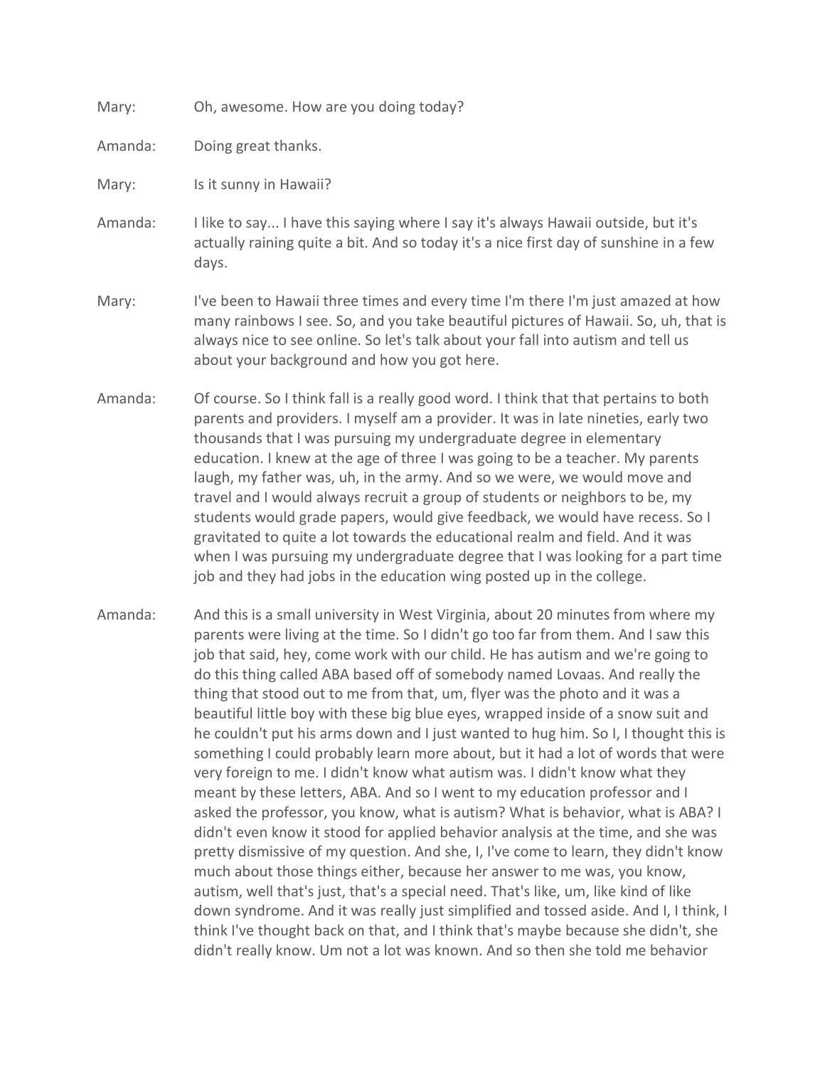Mary: Oh, awesome. How are you doing today?

Amanda: Doing great thanks.

Mary: Is it sunny in Hawaii?

Amanda: I like to say... I have this saying where I say it's always Hawaii outside, but it's actually raining quite a bit. And so today it's a nice first day of sunshine in a few days.

Mary: I've been to Hawaii three times and every time I'm there I'm just amazed at how many rainbows I see. So, and you take beautiful pictures of Hawaii. So, uh, that is always nice to see online. So let's talk about your fall into autism and tell us about your background and how you got here.

Amanda: Of course. So I think fall is a really good word. I think that that pertains to both parents and providers. I myself am a provider. It was in late nineties, early two thousands that I was pursuing my undergraduate degree in elementary education. I knew at the age of three I was going to be a teacher. My parents laugh, my father was, uh, in the army. And so we were, we would move and travel and I would always recruit a group of students or neighbors to be, my students would grade papers, would give feedback, we would have recess. So I gravitated to quite a lot towards the educational realm and field. And it was when I was pursuing my undergraduate degree that I was looking for a part time job and they had jobs in the education wing posted up in the college.

Amanda: And this is a small university in West Virginia, about 20 minutes from where my parents were living at the time. So I didn't go too far from them. And I saw this job that said, hey, come work with our child. He has autism and we're going to do this thing called ABA based off of somebody named Lovaas. And really the thing that stood out to me from that, um, flyer was the photo and it was a beautiful little boy with these big blue eyes, wrapped inside of a snow suit and he couldn't put his arms down and I just wanted to hug him. So I, I thought this is something I could probably learn more about, but it had a lot of words that were very foreign to me. I didn't know what autism was. I didn't know what they meant by these letters, ABA. And so I went to my education professor and I asked the professor, you know, what is autism? What is behavior, what is ABA? I didn't even know it stood for applied behavior analysis at the time, and she was pretty dismissive of my question. And she, I, I've come to learn, they didn't know much about those things either, because her answer to me was, you know, autism, well that's just, that's a special need. That's like, um, like kind of like down syndrome. And it was really just simplified and tossed aside. And I, I think, I think I've thought back on that, and I think that's maybe because she didn't, she didn't really know. Um not a lot was known. And so then she told me behavior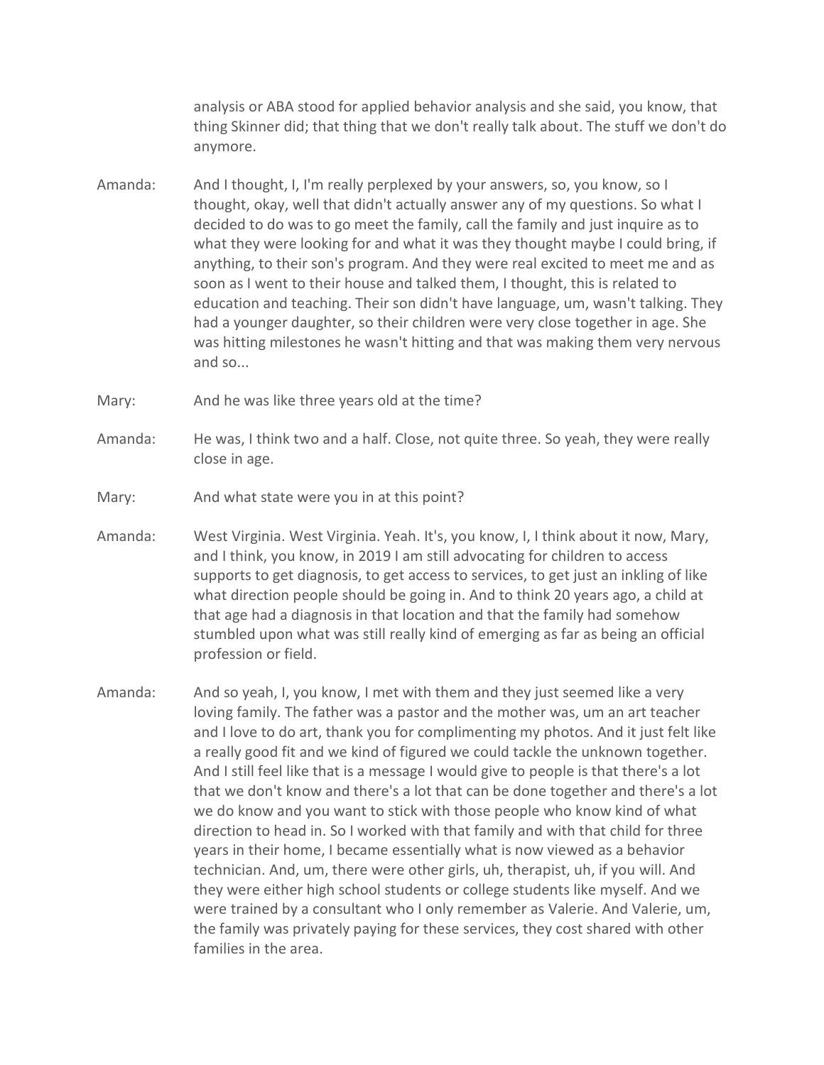analysis or ABA stood for applied behavior analysis and she said, you know, that thing Skinner did; that thing that we don't really talk about. The stuff we don't do anymore.

Amanda: And I thought, I, I'm really perplexed by your answers, so, you know, so I thought, okay, well that didn't actually answer any of my questions. So what I decided to do was to go meet the family, call the family and just inquire as to what they were looking for and what it was they thought maybe I could bring, if anything, to their son's program. And they were real excited to meet me and as soon as I went to their house and talked them, I thought, this is related to education and teaching. Their son didn't have language, um, wasn't talking. They had a younger daughter, so their children were very close together in age. She was hitting milestones he wasn't hitting and that was making them very nervous and so...

Mary: And he was like three years old at the time?

Amanda: He was, I think two and a half. Close, not quite three. So yeah, they were really close in age.

Mary: And what state were you in at this point?

Amanda: West Virginia. West Virginia. Yeah. It's, you know, I, I think about it now, Mary, and I think, you know, in 2019 I am still advocating for children to access supports to get diagnosis, to get access to services, to get just an inkling of like what direction people should be going in. And to think 20 years ago, a child at that age had a diagnosis in that location and that the family had somehow stumbled upon what was still really kind of emerging as far as being an official profession or field.

Amanda: And so yeah, I, you know, I met with them and they just seemed like a very loving family. The father was a pastor and the mother was, um an art teacher and I love to do art, thank you for complimenting my photos. And it just felt like a really good fit and we kind of figured we could tackle the unknown together. And I still feel like that is a message I would give to people is that there's a lot that we don't know and there's a lot that can be done together and there's a lot we do know and you want to stick with those people who know kind of what direction to head in. So I worked with that family and with that child for three years in their home, I became essentially what is now viewed as a behavior technician. And, um, there were other girls, uh, therapist, uh, if you will. And they were either high school students or college students like myself. And we were trained by a consultant who I only remember as Valerie. And Valerie, um, the family was privately paying for these services, they cost shared with other families in the area.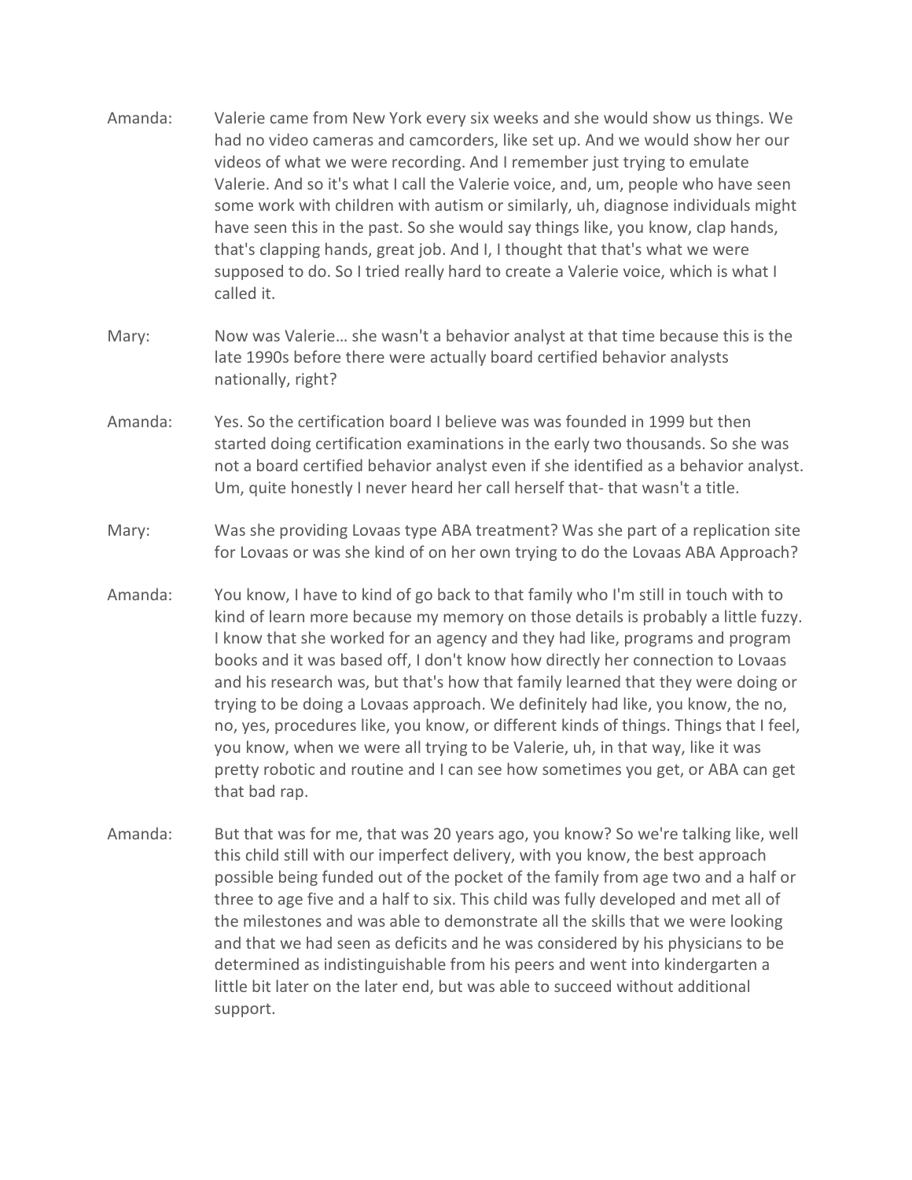Amanda: Valerie came from New York every six weeks and she would show us things. We had no video cameras and camcorders, like set up. And we would show her our videos of what we were recording. And I remember just trying to emulate Valerie. And so it's what I call the Valerie voice, and, um, people who have seen some work with children with autism or similarly, uh, diagnose individuals might have seen this in the past. So she would say things like, you know, clap hands, that's clapping hands, great job. And I, I thought that that's what we were supposed to do. So I tried really hard to create a Valerie voice, which is what I called it.

Mary: Now was Valerie… she wasn't a behavior analyst at that time because this is the late 1990s before there were actually board certified behavior analysts nationally, right?

Amanda: Yes. So the certification board I believe was was founded in 1999 but then started doing certification examinations in the early two thousands. So she was not a board certified behavior analyst even if she identified as a behavior analyst. Um, quite honestly I never heard her call herself that- that wasn't a title.

Mary: Was she providing Lovaas type ABA treatment? Was she part of a replication site for Lovaas or was she kind of on her own trying to do the Lovaas ABA Approach?

Amanda: You know, I have to kind of go back to that family who I'm still in touch with to kind of learn more because my memory on those details is probably a little fuzzy. I know that she worked for an agency and they had like, programs and program books and it was based off, I don't know how directly her connection to Lovaas and his research was, but that's how that family learned that they were doing or trying to be doing a Lovaas approach. We definitely had like, you know, the no, no, yes, procedures like, you know, or different kinds of things. Things that I feel, you know, when we were all trying to be Valerie, uh, in that way, like it was pretty robotic and routine and I can see how sometimes you get, or ABA can get that bad rap.

Amanda: But that was for me, that was 20 years ago, you know? So we're talking like, well this child still with our imperfect delivery, with you know, the best approach possible being funded out of the pocket of the family from age two and a half or three to age five and a half to six. This child was fully developed and met all of the milestones and was able to demonstrate all the skills that we were looking and that we had seen as deficits and he was considered by his physicians to be determined as indistinguishable from his peers and went into kindergarten a little bit later on the later end, but was able to succeed without additional support.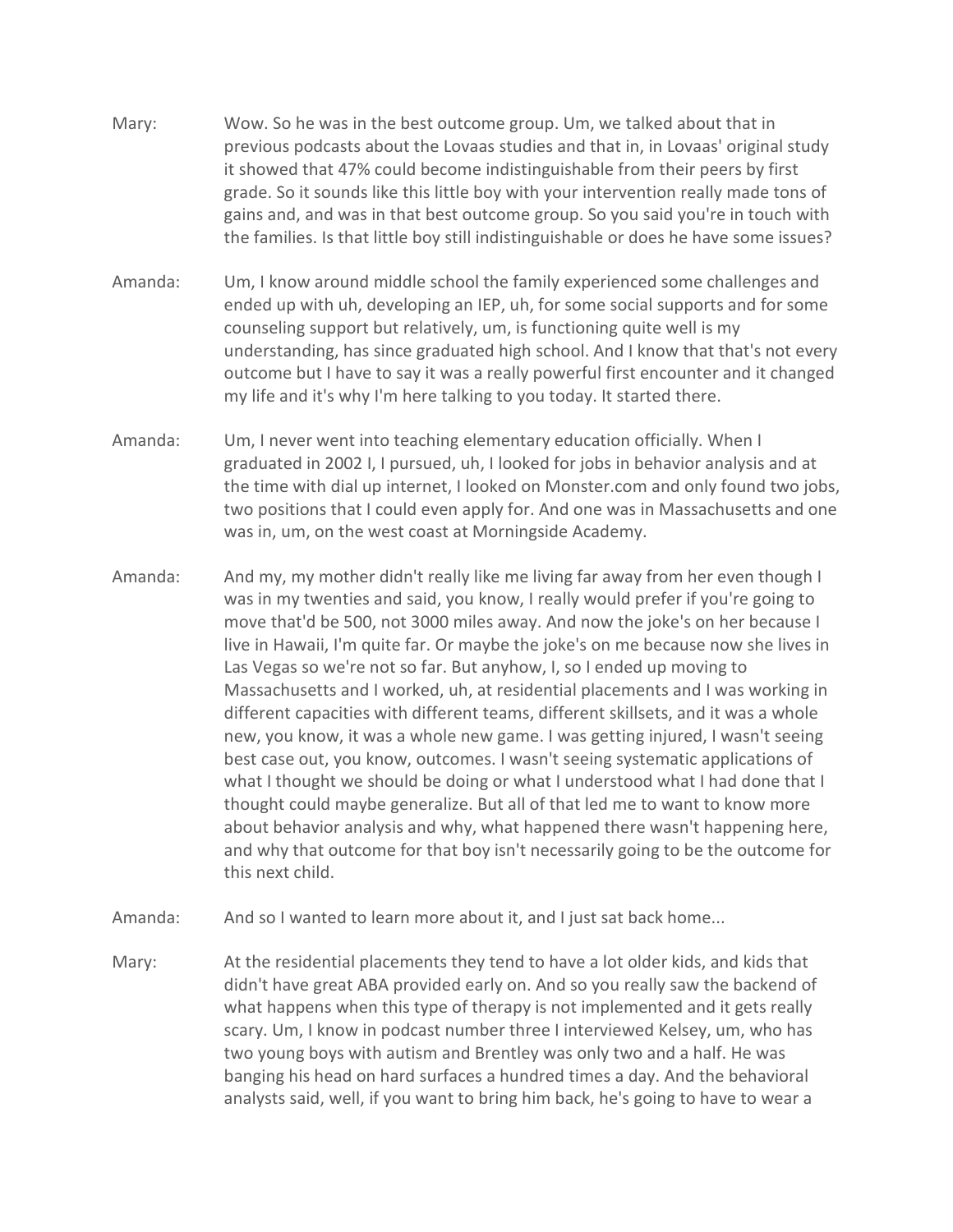Mary: Wow. So he was in the best outcome group. Um, we talked about that in previous podcasts about the Lovaas studies and that in, in Lovaas' original study it showed that 47% could become indistinguishable from their peers by first grade. So it sounds like this little boy with your intervention really made tons of gains and, and was in that best outcome group. So you said you're in touch with the families. Is that little boy still indistinguishable or does he have some issues?

Amanda: Um, I know around middle school the family experienced some challenges and ended up with uh, developing an IEP, uh, for some social supports and for some counseling support but relatively, um, is functioning quite well is my understanding, has since graduated high school. And I know that that's not every outcome but I have to say it was a really powerful first encounter and it changed my life and it's why I'm here talking to you today. It started there.

Amanda: Um, I never went into teaching elementary education officially. When I graduated in 2002 I, I pursued, uh, I looked for jobs in behavior analysis and at the time with dial up internet, I looked on Monster.com and only found two jobs, two positions that I could even apply for. And one was in Massachusetts and one was in, um, on the west coast at Morningside Academy.

Amanda: And my, my mother didn't really like me living far away from her even though I was in my twenties and said, you know, I really would prefer if you're going to move that'd be 500, not 3000 miles away. And now the joke's on her because I live in Hawaii, I'm quite far. Or maybe the joke's on me because now she lives in Las Vegas so we're not so far. But anyhow, I, so I ended up moving to Massachusetts and I worked, uh, at residential placements and I was working in different capacities with different teams, different skillsets, and it was a whole new, you know, it was a whole new game. I was getting injured, I wasn't seeing best case out, you know, outcomes. I wasn't seeing systematic applications of what I thought we should be doing or what I understood what I had done that I thought could maybe generalize. But all of that led me to want to know more about behavior analysis and why, what happened there wasn't happening here, and why that outcome for that boy isn't necessarily going to be the outcome for this next child.

Amanda: And so I wanted to learn more about it, and I just sat back home...

Mary: At the residential placements they tend to have a lot older kids, and kids that didn't have great ABA provided early on. And so you really saw the backend of what happens when this type of therapy is not implemented and it gets really scary. Um, I know in podcast number three I interviewed Kelsey, um, who has two young boys with autism and Brentley was only two and a half. He was banging his head on hard surfaces a hundred times a day. And the behavioral analysts said, well, if you want to bring him back, he's going to have to wear a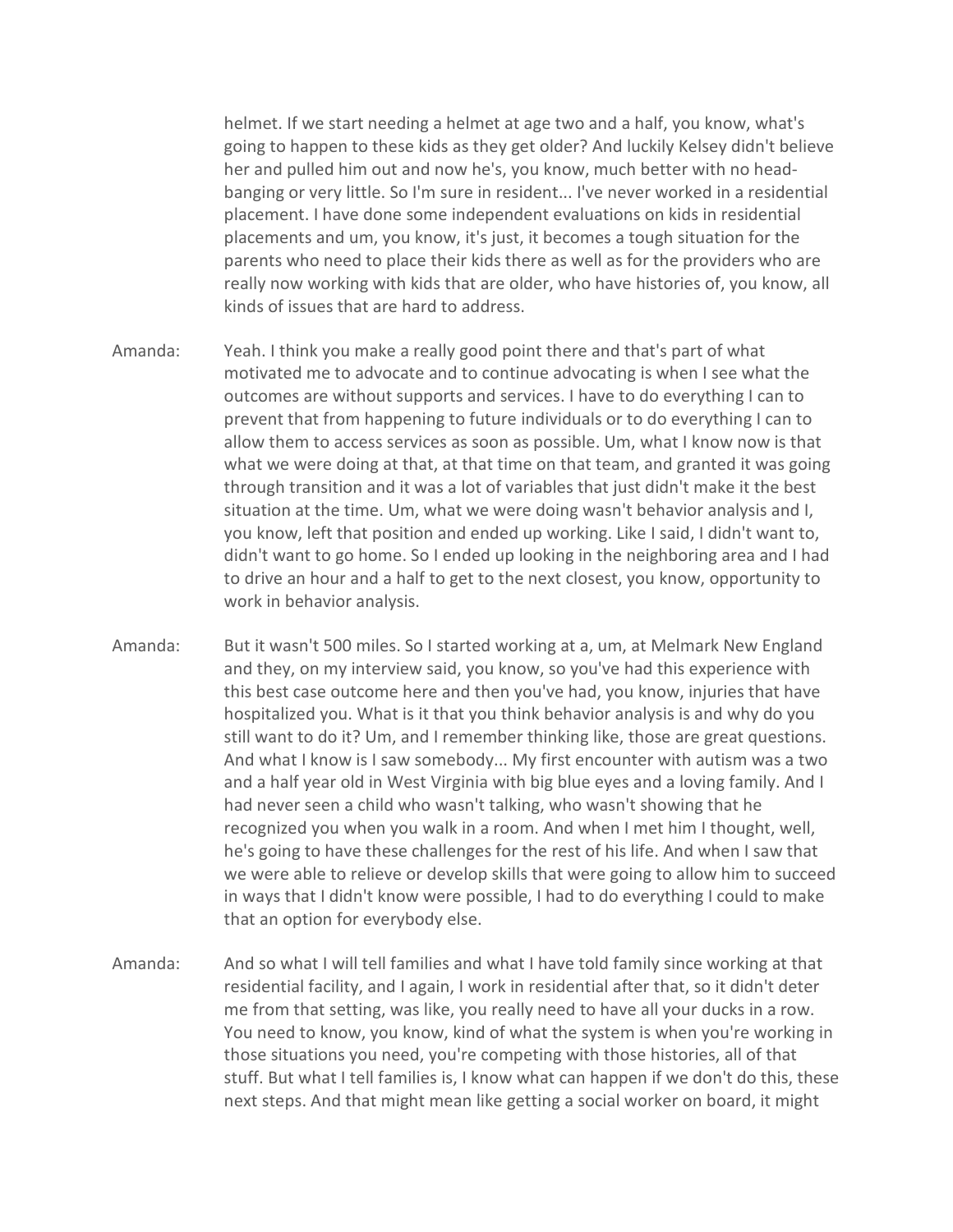helmet. If we start needing a helmet at age two and a half, you know, what's going to happen to these kids as they get older? And luckily Kelsey didn't believe her and pulled him out and now he's, you know, much better with no head-banging or very little. So I'm sure in resident... I've never worked in a residential placement. I have done some independent evaluations on kids in residential placements and um, you know, it's just, it becomes a tough situation for the parents who need to place their kids there as well as for the providers who are really now working with kids that are older, who have histories of, you know, all kinds of issues that are hard to address.

Amanda: Yeah. I think you make a really good point there and that's part of what motivated me to advocate and to continue advocating is when I see what the outcomes are without supports and services. I have to do everything I can to prevent that from happening to future individuals or to do everything I can to allow them to access services as soon as possible. Um, what I know now is that what we were doing at that, at that time on that team, and granted it was going through transition and it was a lot of variables that just didn't make it the best situation at the time. Um, what we were doing wasn't behavior analysis and I, you know, left that position and ended up working. Like I said, I didn't want to, didn't want to go home. So I ended up looking in the neighboring area and I had to drive an hour and a half to get to the next closest, you know, opportunity to work in behavior analysis.

Amanda: But it wasn't 500 miles. So I started working at a, um, at Melmark New England and they, on my interview said, you know, so you've had this experience with this best case outcome here and then you've had, you know, injuries that have hospitalized you. What is it that you think behavior analysis is and why do you still want to do it? Um, and I remember thinking like, those are great questions. And what I know is I saw somebody... My first encounter with autism was a two and a half year old in West Virginia with big blue eyes and a loving family. And I had never seen a child who wasn't talking, who wasn't showing that he recognized you when you walk in a room. And when I met him I thought, well, he's going to have these challenges for the rest of his life. And when I saw that we were able to relieve or develop skills that were going to allow him to succeed in ways that I didn't know were possible, I had to do everything I could to make that an option for everybody else.

Amanda: And so what I will tell families and what I have told family since working at that residential facility, and I again, I work in residential after that, so it didn't deter me from that setting, was like, you really need to have all your ducks in a row. You need to know, you know, kind of what the system is when you're working in those situations you need, you're competing with those histories, all of that stuff. But what I tell families is, I know what can happen if we don't do this, these next steps. And that might mean like getting a social worker on board, it might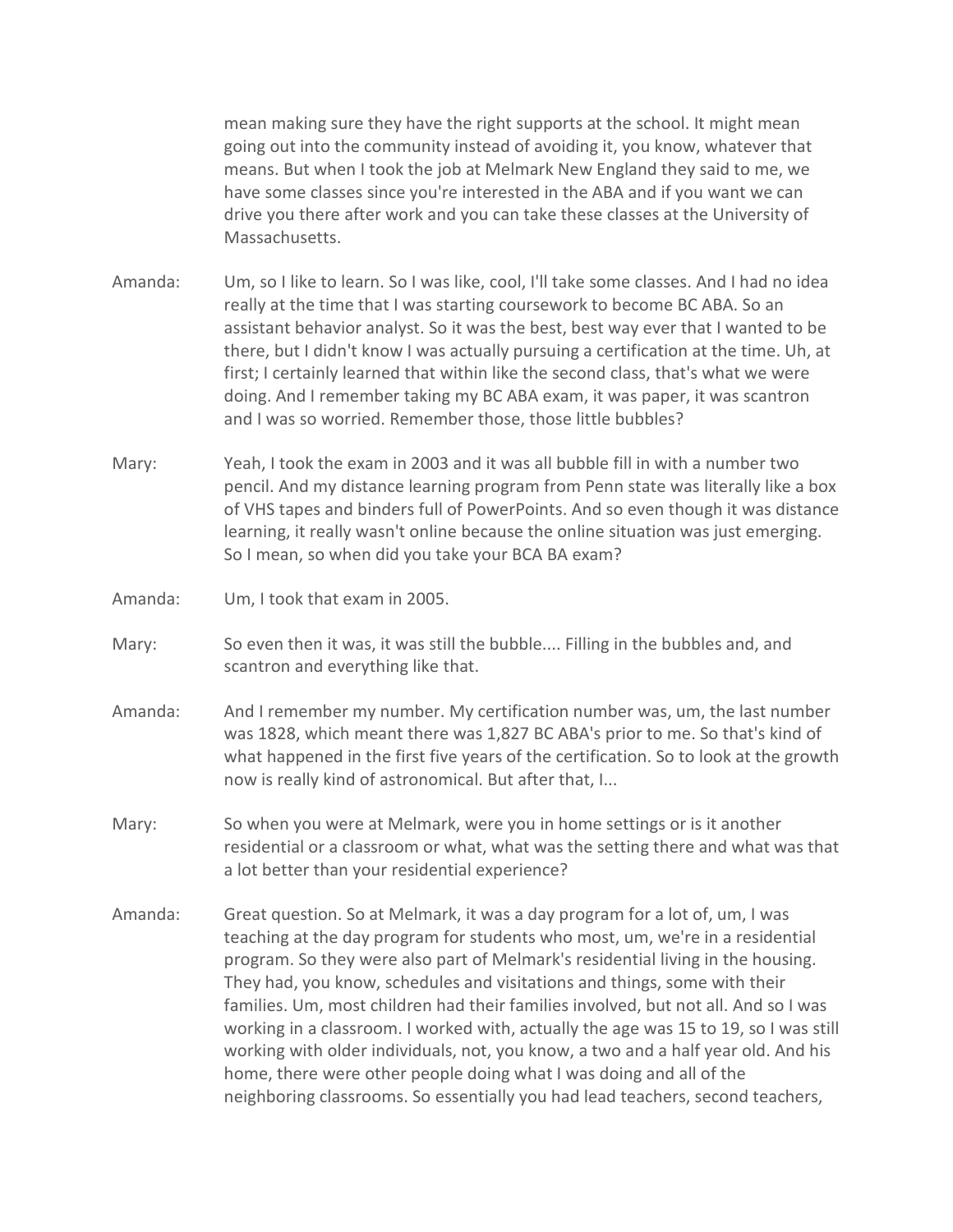mean making sure they have the right supports at the school. It might mean going out into the community instead of avoiding it, you know, whatever that means. But when I took the job at Melmark New England they said to me, we have some classes since you're interested in the ABA and if you want we can drive you there after work and you can take these classes at the University of Massachusetts.

Amanda: Um, so I like to learn. So I was like, cool, I'll take some classes. And I had no idea really at the time that I was starting coursework to become BC ABA. So an assistant behavior analyst. So it was the best, best way ever that I wanted to be there, but I didn't know I was actually pursuing a certification at the time. Uh, at first; I certainly learned that within like the second class, that's what we were doing. And I remember taking my BC ABA exam, it was paper, it was scantron and I was so worried. Remember those, those little bubbles?

Mary: Yeah, I took the exam in 2003 and it was all bubble fill in with a number two pencil. And my distance learning program from Penn state was literally like a box of VHS tapes and binders full of PowerPoints. And so even though it was distance learning, it really wasn't online because the online situation was just emerging. So I mean, so when did you take your BCA BA exam?

Amanda: Um, I took that exam in 2005.

Mary: So even then it was, it was still the bubble.... Filling in the bubbles and, and scantron and everything like that.

Amanda: And I remember my number. My certification number was, um, the last number was 1828, which meant there was 1,827 BC ABA's prior to me. So that's kind of what happened in the first five years of the certification. So to look at the growth now is really kind of astronomical. But after that, I...

Mary: So when you were at Melmark, were you in home settings or is it another residential or a classroom or what, what was the setting there and what was that a lot better than your residential experience?

Amanda: Great question. So at Melmark, it was a day program for a lot of, um, I was teaching at the day program for students who most, um, we're in a residential program. So they were also part of Melmark's residential living in the housing. They had, you know, schedules and visitations and things, some with their families. Um, most children had their families involved, but not all. And so I was working in a classroom. I worked with, actually the age was 15 to 19, so I was still working with older individuals, not, you know, a two and a half year old. And his home, there were other people doing what I was doing and all of the neighboring classrooms. So essentially you had lead teachers, second teachers,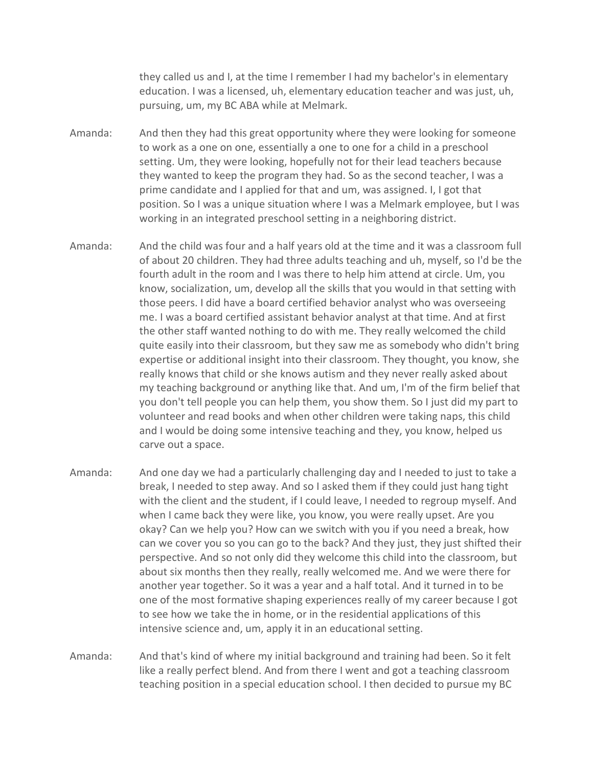they called us and I, at the time I remember I had my bachelor's in elementary education. I was a licensed, uh, elementary education teacher and was just, uh, pursuing, um, my BC ABA while at Melmark.

Amanda: And then they had this great opportunity where they were looking for someone to work as a one on one, essentially a one to one for a child in a preschool setting. Um, they were looking, hopefully not for their lead teachers because they wanted to keep the program they had. So as the second teacher, I was a prime candidate and I applied for that and um, was assigned. I, I got that position. So I was a unique situation where I was a Melmark employee, but I was working in an integrated preschool setting in a neighboring district.

Amanda: And the child was four and a half years old at the time and it was a classroom full of about 20 children. They had three adults teaching and uh, myself, so I'd be the fourth adult in the room and I was there to help him attend at circle. Um, you know, socialization, um, develop all the skills that you would in that setting with those peers. I did have a board certified behavior analyst who was overseeing me. I was a board certified assistant behavior analyst at that time. And at first the other staff wanted nothing to do with me. They really welcomed the child quite easily into their classroom, but they saw me as somebody who didn't bring expertise or additional insight into their classroom. They thought, you know, she really knows that child or she knows autism and they never really asked about my teaching background or anything like that. And um, I'm of the firm belief that you don't tell people you can help them, you show them. So I just did my part to volunteer and read books and when other children were taking naps, this child and I would be doing some intensive teaching and they, you know, helped us carve out a space.

Amanda: And one day we had a particularly challenging day and I needed to just to take a break, I needed to step away. And so I asked them if they could just hang tight with the client and the student, if I could leave, I needed to regroup myself. And when I came back they were like, you know, you were really upset. Are you okay? Can we help you? How can we switch with you if you need a break, how can we cover you so you can go to the back? And they just, they just shifted their perspective. And so not only did they welcome this child into the classroom, but about six months then they really, really welcomed me. And we were there for another year together. So it was a year and a half total. And it turned in to be one of the most formative shaping experiences really of my career because I got to see how we take the in home, or in the residential applications of this intensive science and, um, apply it in an educational setting.

Amanda: And that's kind of where my initial background and training had been. So it felt like a really perfect blend. And from there I went and got a teaching classroom teaching position in a special education school. I then decided to pursue my BC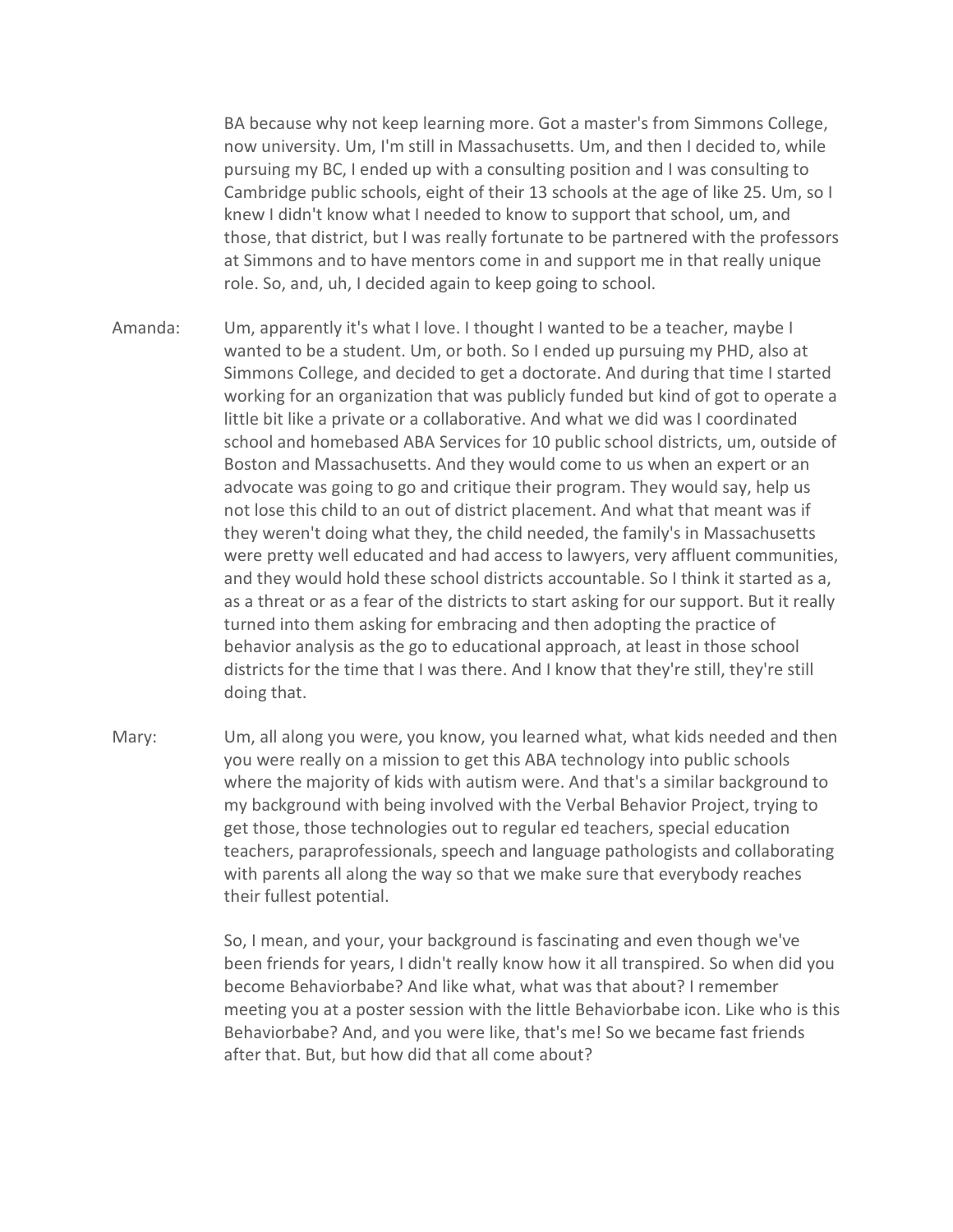BA because why not keep learning more. Got a master's from Simmons College, now university. Um, I'm still in Massachusetts. Um, and then I decided to, while pursuing my BC, I ended up with a consulting position and I was consulting to Cambridge public schools, eight of their 13 schools at the age of like 25. Um, so I knew I didn't know what I needed to know to support that school, um, and those, that district, but I was really fortunate to be partnered with the professors at Simmons and to have mentors come in and support me in that really unique role. So, and, uh, I decided again to keep going to school.

Amanda: Um, apparently it's what I love. I thought I wanted to be a teacher, maybe I wanted to be a student. Um, or both. So I ended up pursuing my PHD, also at Simmons College, and decided to get a doctorate. And during that time I started working for an organization that was publicly funded but kind of got to operate a little bit like a private or a collaborative. And what we did was I coordinated school and homebased ABA Services for 10 public school districts, um, outside of Boston and Massachusetts. And they would come to us when an expert or an advocate was going to go and critique their program. They would say, help us not lose this child to an out of district placement. And what that meant was if they weren't doing what they, the child needed, the family's in Massachusetts were pretty well educated and had access to lawyers, very affluent communities, and they would hold these school districts accountable. So I think it started as a, as a threat or as a fear of the districts to start asking for our support. But it really turned into them asking for embracing and then adopting the practice of behavior analysis as the go to educational approach, at least in those school districts for the time that I was there. And I know that they're still, they're still doing that.

Mary: Um, all along you were, you know, you learned what, what kids needed and then you were really on a mission to get this ABA technology into public schools where the majority of kids with autism were. And that's a similar background to my background with being involved with the Verbal Behavior Project, trying to get those, those technologies out to regular ed teachers, special education teachers, paraprofessionals, speech and language pathologists and collaborating with parents all along the way so that we make sure that everybody reaches their fullest potential.

So, I mean, and your, your background is fascinating and even though we've been friends for years, I didn't really know how it all transpired. So when did you become Behaviorbabe? And like what, what was that about? I remember meeting you at a poster session with the little Behaviorbabe icon. Like who is this Behaviorbabe? And, and you were like, that's me! So we became fast friends after that. But, but how did that all come about?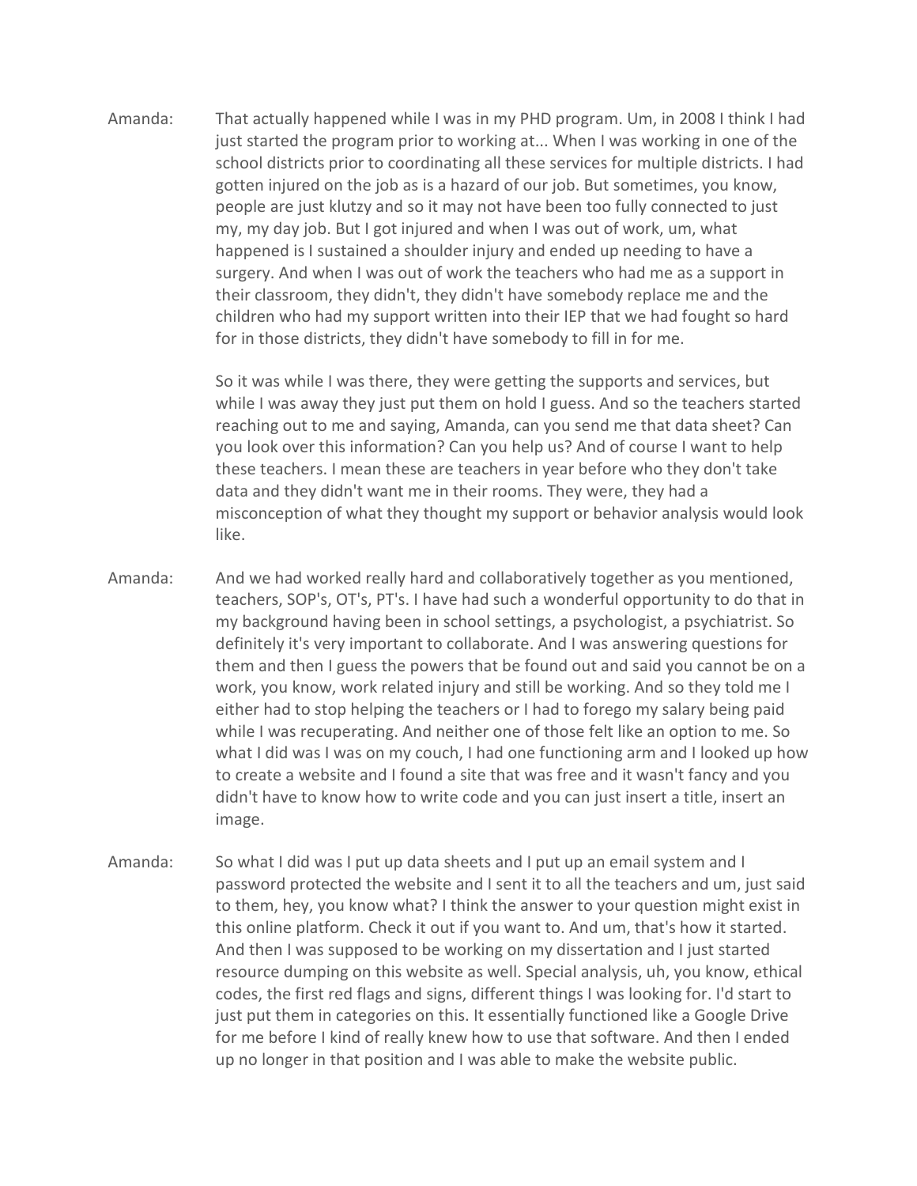Amanda: That actually happened while I was in my PHD program. Um, in 2008 I think I had just started the program prior to working at... When I was working in one of the school districts prior to coordinating all these services for multiple districts. I had gotten injured on the job as is a hazard of our job. But sometimes, you know, people are just klutzy and so it may not have been too fully connected to just my, my day job. But I got injured and when I was out of work, um, what happened is I sustained a shoulder injury and ended up needing to have a surgery. And when I was out of work the teachers who had me as a support in their classroom, they didn't, they didn't have somebody replace me and the children who had my support written into their IEP that we had fought so hard for in those districts, they didn't have somebody to fill in for me.

So it was while I was there, they were getting the supports and services, but while I was away they just put them on hold I guess. And so the teachers started reaching out to me and saying, Amanda, can you send me that data sheet? Can you look over this information? Can you help us? And of course I want to help these teachers. I mean these are teachers in year before who they don't take data and they didn't want me in their rooms. They were, they had a misconception of what they thought my support or behavior analysis would look like.

Amanda: And we had worked really hard and collaboratively together as you mentioned, teachers, SOP's, OT's, PT's. I have had such a wonderful opportunity to do that in my background having been in school settings, a psychologist, a psychiatrist. So definitely it's very important to collaborate. And I was answering questions for them and then I guess the powers that be found out and said you cannot be on a work, you know, work related injury and still be working. And so they told me I either had to stop helping the teachers or I had to forego my salary being paid while I was recuperating. And neither one of those felt like an option to me. So what I did was I was on my couch, I had one functioning arm and I looked up how to create a website and I found a site that was free and it wasn't fancy and you didn't have to know how to write code and you can just insert a title, insert an image.

Amanda: So what I did was I put up data sheets and I put up an email system and I password protected the website and I sent it to all the teachers and um, just said to them, hey, you know what? I think the answer to your question might exist in this online platform. Check it out if you want to. And um, that's how it started. And then I was supposed to be working on my dissertation and I just started resource dumping on this website as well. Special analysis, uh, you know, ethical codes, the first red flags and signs, different things I was looking for. I'd start to just put them in categories on this. It essentially functioned like a Google Drive for me before I kind of really knew how to use that software. And then I ended up no longer in that position and I was able to make the website public.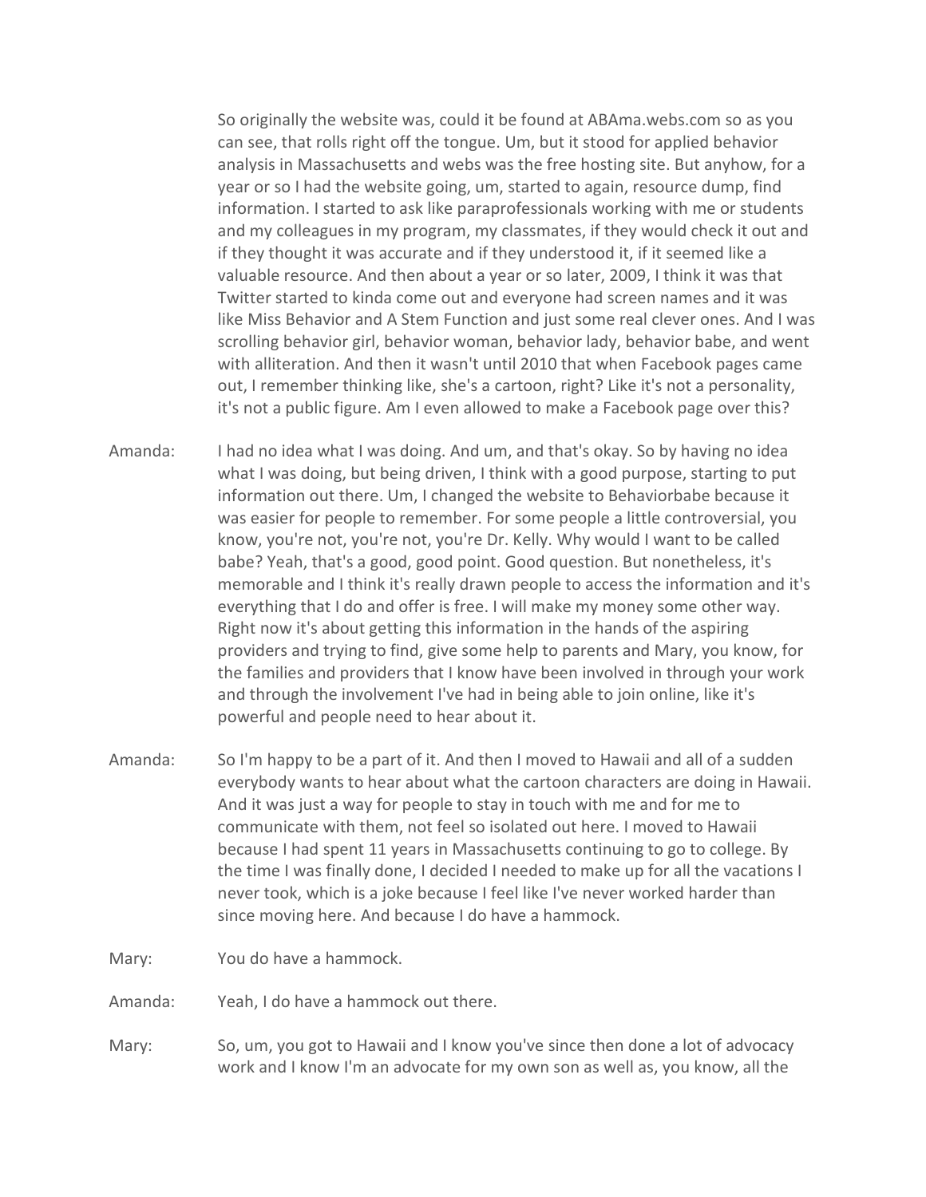So originally the website was, could it be found at ABAma.webs.com so as you can see, that rolls right off the tongue. Um, but it stood for applied behavior analysis in Massachusetts and webs was the free hosting site. But anyhow, for a year or so I had the website going, um, started to again, resource dump, find information. I started to ask like paraprofessionals working with me or students and my colleagues in my program, my classmates, if they would check it out and if they thought it was accurate and if they understood it, if it seemed like a valuable resource. And then about a year or so later, 2009, I think it was that Twitter started to kinda come out and everyone had screen names and it was like Miss Behavior and A Stem Function and just some real clever ones. And I was scrolling behavior girl, behavior woman, behavior lady, behavior babe, and went with alliteration. And then it wasn't until 2010 that when Facebook pages came out, I remember thinking like, she's a cartoon, right? Like it's not a personality, it's not a public figure. Am I even allowed to make a Facebook page over this?

Amanda: I had no idea what I was doing. And um, and that's okay. So by having no idea what I was doing, but being driven, I think with a good purpose, starting to put information out there. Um, I changed the website to Behaviorbabe because it was easier for people to remember. For some people a little controversial, you know, you're not, you're not, you're Dr. Kelly. Why would I want to be called babe? Yeah, that's a good, good point. Good question. But nonetheless, it's memorable and I think it's really drawn people to access the information and it's everything that I do and offer is free. I will make my money some other way. Right now it's about getting this information in the hands of the aspiring providers and trying to find, give some help to parents and Mary, you know, for the families and providers that I know have been involved in through your work and through the involvement I've had in being able to join online, like it's powerful and people need to hear about it.

Amanda: So I'm happy to be a part of it. And then I moved to Hawaii and all of a sudden everybody wants to hear about what the cartoon characters are doing in Hawaii. And it was just a way for people to stay in touch with me and for me to communicate with them, not feel so isolated out here. I moved to Hawaii because I had spent 11 years in Massachusetts continuing to go to college. By the time I was finally done, I decided I needed to make up for all the vacations I never took, which is a joke because I feel like I've never worked harder than since moving here. And because I do have a hammock.

Mary: You do have a hammock.

Amanda: Yeah, I do have a hammock out there.

Mary: So, um, you got to Hawaii and I know you've since then done a lot of advocacy work and I know I'm an advocate for my own son as well as, you know, all the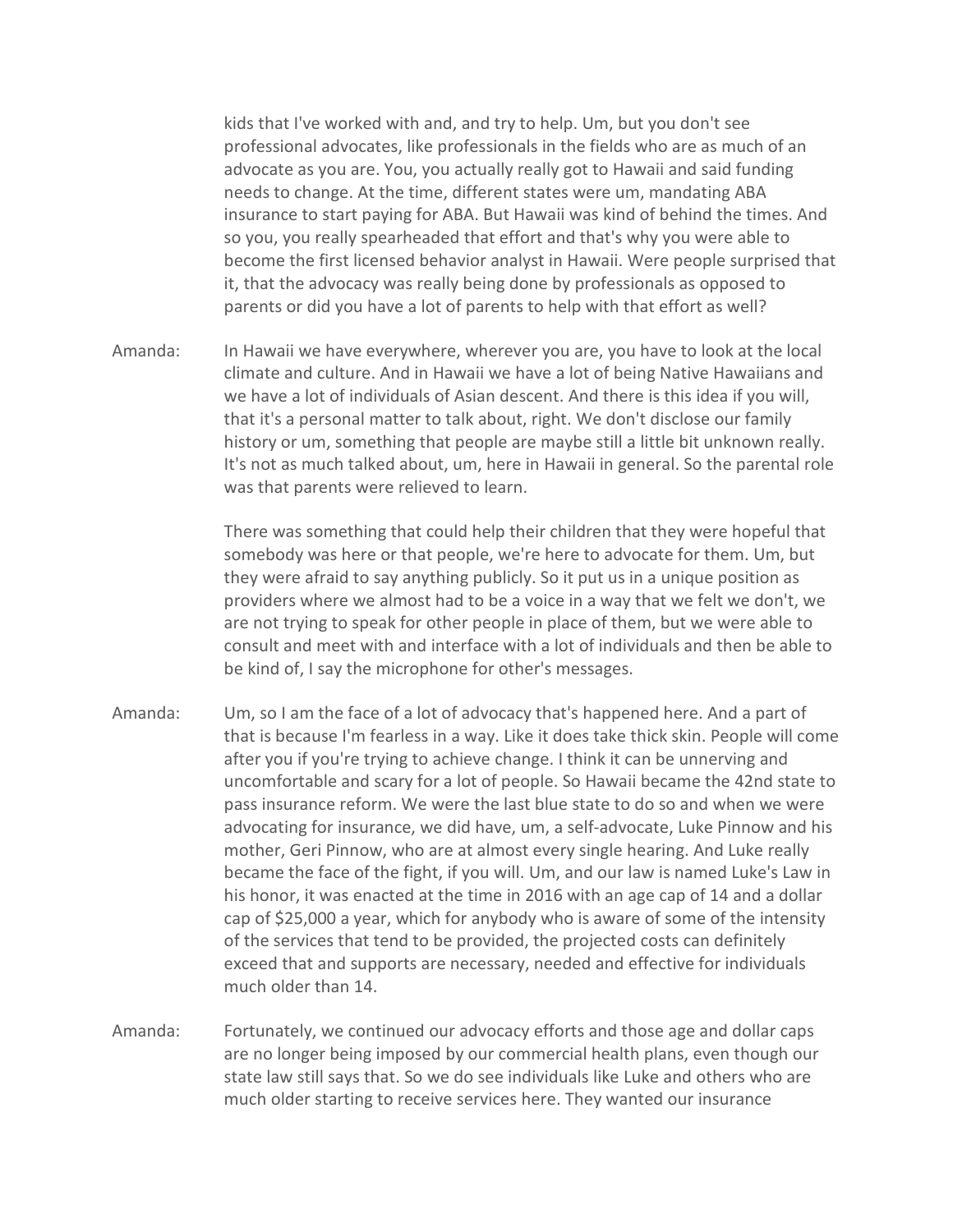kids that I've worked with and, and try to help. Um, but you don't see professional advocates, like professionals in the fields who are as much of an advocate as you are. You, you actually really got to Hawaii and said funding needs to change. At the time, different states were um, mandating ABA insurance to start paying for ABA. But Hawaii was kind of behind the times. And so you, you really spearheaded that effort and that's why you were able to become the first licensed behavior analyst in Hawaii. Were people surprised that it, that the advocacy was really being done by professionals as opposed to parents or did you have a lot of parents to help with that effort as well?

Amanda: In Hawaii we have everywhere, wherever you are, you have to look at the local climate and culture. And in Hawaii we have a lot of being Native Hawaiians and we have a lot of individuals of Asian descent. And there is this idea if you will, that it's a personal matter to talk about, right. We don't disclose our family history or um, something that people are maybe still a little bit unknown really. It's not as much talked about, um, here in Hawaii in general. So the parental role was that parents were relieved to learn.

There was something that could help their children that they were hopeful that somebody was here or that people, we're here to advocate for them. Um, but they were afraid to say anything publicly. So it put us in a unique position as providers where we almost had to be a voice in a way that we felt we don't, we are not trying to speak for other people in place of them, but we were able to consult and meet with and interface with a lot of individuals and then be able to be kind of, I say the microphone for other's messages.

Amanda: Um, so I am the face of a lot of advocacy that's happened here. And a part of that is because I'm fearless in a way. Like it does take thick skin. People will come after you if you're trying to achieve change. I think it can be unnerving and uncomfortable and scary for a lot of people. So Hawaii became the 42nd state to pass insurance reform. We were the last blue state to do so and when we were advocating for insurance, we did have, um, a self-advocate, Luke Pinnow and his mother, Geri Pinnow, who are at almost every single hearing. And Luke really became the face of the fight, if you will. Um, and our law is named Luke's Law in his honor, it was enacted at the time in 2016 with an age cap of 14 and a dollar cap of $25,000 a year, which for anybody who is aware of some of the intensity of the services that tend to be provided, the projected costs can definitely exceed that and supports are necessary, needed and effective for individuals much older than 14.

Amanda: Fortunately, we continued our advocacy efforts and those age and dollar caps are no longer being imposed by our commercial health plans, even though our state law still says that. So we do see individuals like Luke and others who are much older starting to receive services here. They wanted our insurance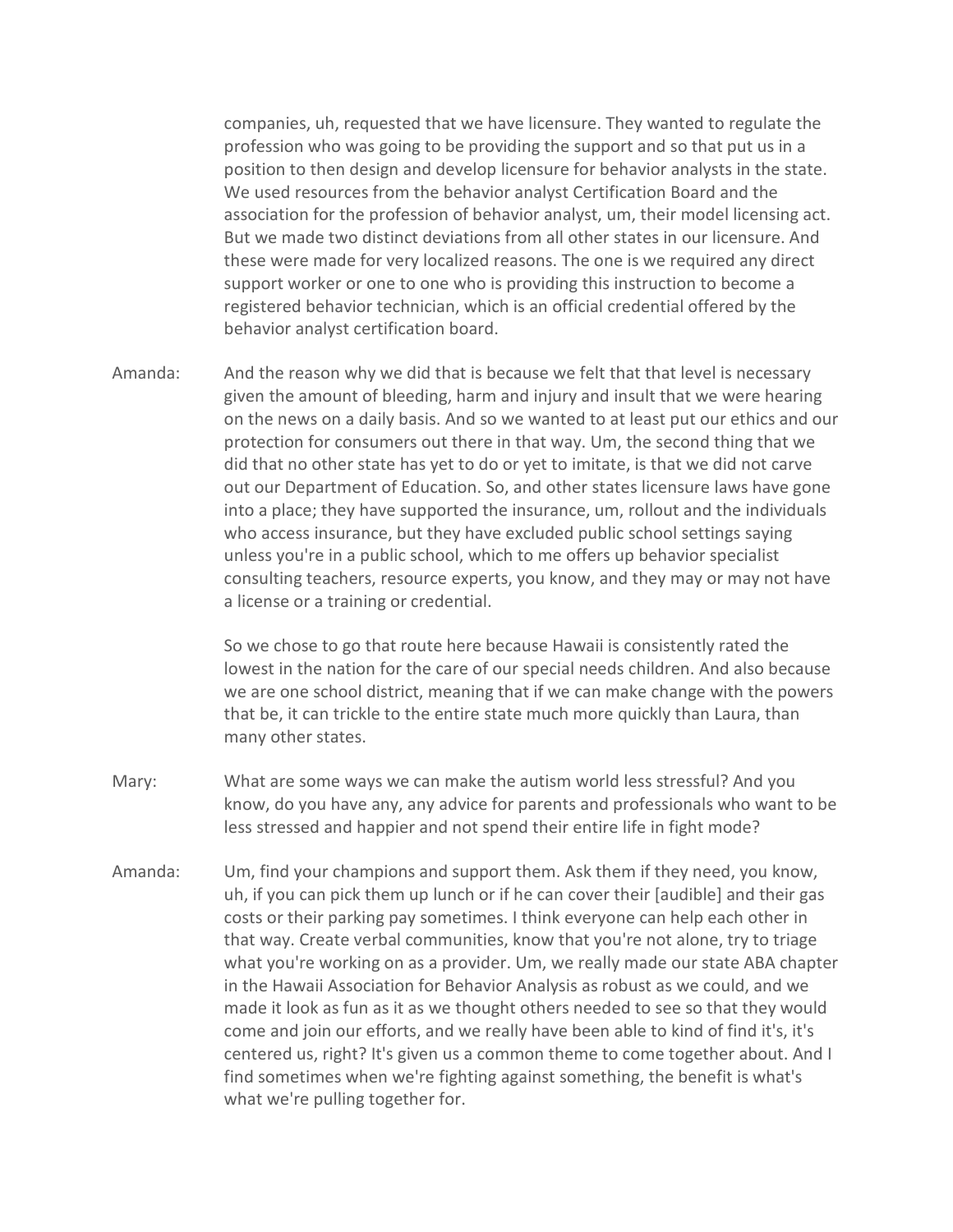companies, uh, requested that we have licensure. They wanted to regulate the profession who was going to be providing the support and so that put us in a position to then design and develop licensure for behavior analysts in the state. We used resources from the behavior analyst Certification Board and the association for the profession of behavior analyst, um, their model licensing act. But we made two distinct deviations from all other states in our licensure. And these were made for very localized reasons. The one is we required any direct support worker or one to one who is providing this instruction to become a registered behavior technician, which is an official credential offered by the behavior analyst certification board.

Amanda: And the reason why we did that is because we felt that that level is necessary given the amount of bleeding, harm and injury and insult that we were hearing on the news on a daily basis. And so we wanted to at least put our ethics and our protection for consumers out there in that way. Um, the second thing that we did that no other state has yet to do or yet to imitate, is that we did not carve out our Department of Education. So, and other states licensure laws have gone into a place; they have supported the insurance, um, rollout and the individuals who access insurance, but they have excluded public school settings saying unless you're in a public school, which to me offers up behavior specialist consulting teachers, resource experts, you know, and they may or may not have a license or a training or credential.

So we chose to go that route here because Hawaii is consistently rated the lowest in the nation for the care of our special needs children. And also because we are one school district, meaning that if we can make change with the powers that be, it can trickle to the entire state much more quickly than Laura, than many other states.

Mary: What are some ways we can make the autism world less stressful? And you know, do you have any, any advice for parents and professionals who want to be less stressed and happier and not spend their entire life in fight mode?

Amanda: Um, find your champions and support them. Ask them if they need, you know, uh, if you can pick them up lunch or if he can cover their [audible] and their gas costs or their parking pay sometimes. I think everyone can help each other in that way. Create verbal communities, know that you're not alone, try to triage what you're working on as a provider. Um, we really made our state ABA chapter in the Hawaii Association for Behavior Analysis as robust as we could, and we made it look as fun as it as we thought others needed to see so that they would come and join our efforts, and we really have been able to kind of find it's, it's centered us, right? It's given us a common theme to come together about. And I find sometimes when we're fighting against something, the benefit is what's what we're pulling together for.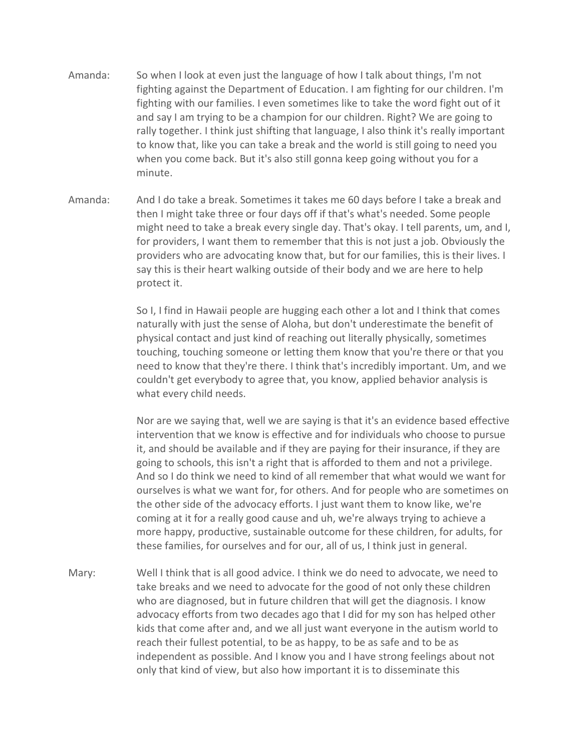Amanda: So when I look at even just the language of how I talk about things, I'm not fighting against the Department of Education. I am fighting for our children. I'm fighting with our families. I even sometimes like to take the word fight out of it and say I am trying to be a champion for our children. Right? We are going to rally together. I think just shifting that language, I also think it's really important to know that, like you can take a break and the world is still going to need you when you come back. But it's also still gonna keep going without you for a minute.

Amanda: And I do take a break. Sometimes it takes me 60 days before I take a break and then I might take three or four days off if that's what's needed. Some people might need to take a break every single day. That's okay. I tell parents, um, and I, for providers, I want them to remember that this is not just a job. Obviously the providers who are advocating know that, but for our families, this is their lives. I say this is their heart walking outside of their body and we are here to help protect it.

So I, I find in Hawaii people are hugging each other a lot and I think that comes naturally with just the sense of Aloha, but don't underestimate the benefit of physical contact and just kind of reaching out literally physically, sometimes touching, touching someone or letting them know that you're there or that you need to know that they're there. I think that's incredibly important. Um, and we couldn't get everybody to agree that, you know, applied behavior analysis is what every child needs.

Nor are we saying that, well we are saying is that it's an evidence based effective intervention that we know is effective and for individuals who choose to pursue it, and should be available and if they are paying for their insurance, if they are going to schools, this isn't a right that is afforded to them and not a privilege. And so I do think we need to kind of all remember that what would we want for ourselves is what we want for, for others. And for people who are sometimes on the other side of the advocacy efforts. I just want them to know like, we're coming at it for a really good cause and uh, we're always trying to achieve a more happy, productive, sustainable outcome for these children, for adults, for these families, for ourselves and for our, all of us, I think just in general.

Mary: Well I think that is all good advice. I think we do need to advocate, we need to take breaks and we need to advocate for the good of not only these children who are diagnosed, but in future children that will get the diagnosis. I know advocacy efforts from two decades ago that I did for my son has helped other kids that come after and, and we all just want everyone in the autism world to reach their fullest potential, to be as happy, to be as safe and to be as independent as possible. And I know you and I have strong feelings about not only that kind of view, but also how important it is to disseminate this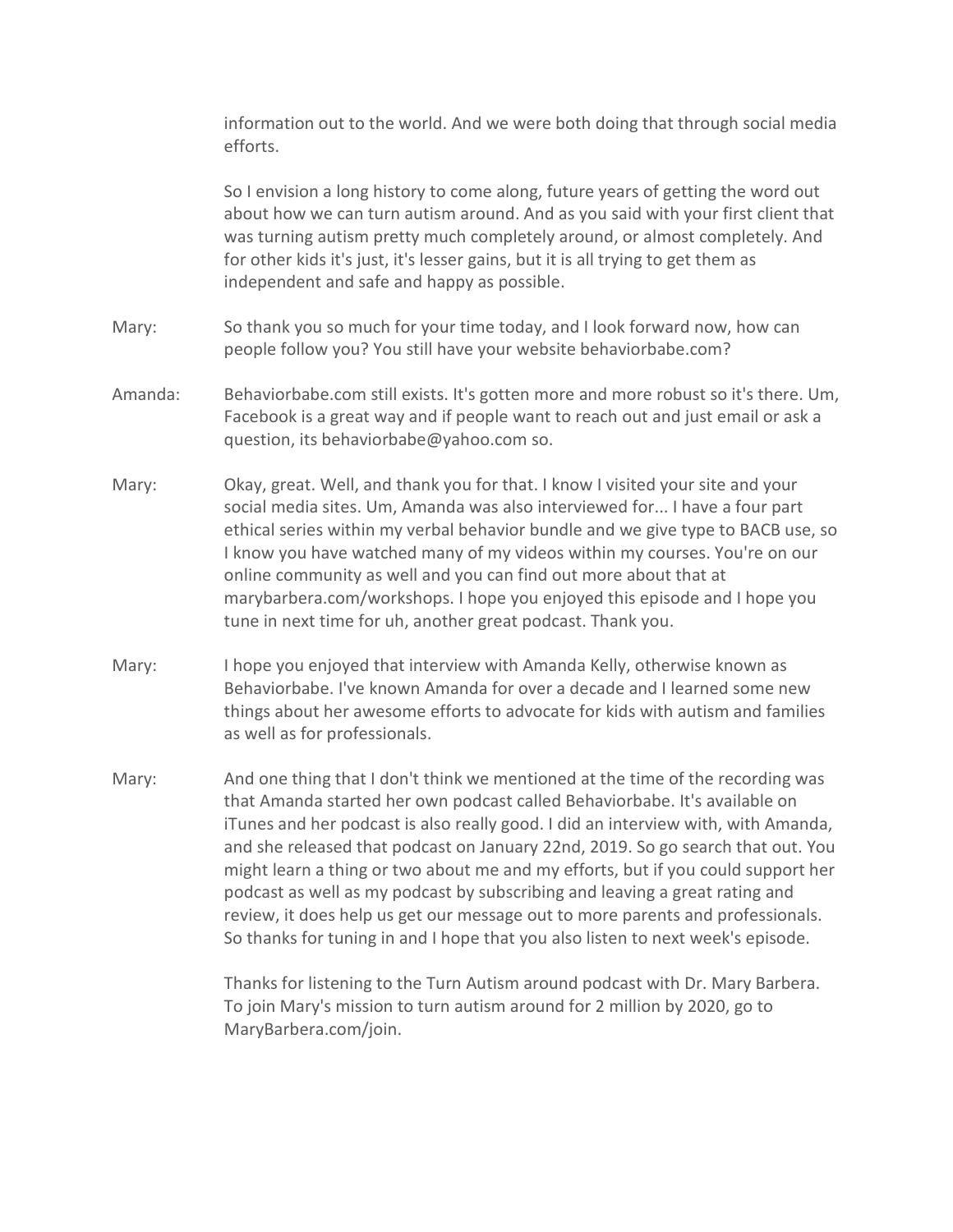information out to the world. And we were both doing that through social media efforts.

So I envision a long history to come along, future years of getting the word out about how we can turn autism around. And as you said with your first client that was turning autism pretty much completely around, or almost completely. And for other kids it's just, it's lesser gains, but it is all trying to get them as independent and safe and happy as possible.

Mary: So thank you so much for your time today, and I look forward now, how can people follow you? You still have your website behaviorbabe.com?

Amanda: Behaviorbabe.com still exists. It's gotten more and more robust so it's there. Um, Facebook is a great way and if people want to reach out and just email or ask a question, its behaviorbabe@yahoo.com so.

Mary: Okay, great. Well, and thank you for that. I know I visited your site and your social media sites. Um, Amanda was also interviewed for... I have a four part ethical series within my verbal behavior bundle and we give type to BACB use, so I know you have watched many of my videos within my courses. You're on our online community as well and you can find out more about that at marybarbera.com/workshops. I hope you enjoyed this episode and I hope you tune in next time for uh, another great podcast. Thank you.

Mary: I hope you enjoyed that interview with Amanda Kelly, otherwise known as Behaviorbabe. I've known Amanda for over a decade and I learned some new things about her awesome efforts to advocate for kids with autism and families as well as for professionals.

Mary: And one thing that I don't think we mentioned at the time of the recording was that Amanda started her own podcast called Behaviorbabe. It's available on iTunes and her podcast is also really good. I did an interview with, with Amanda, and she released that podcast on January 22nd, 2019. So go search that out. You might learn a thing or two about me and my efforts, but if you could support her podcast as well as my podcast by subscribing and leaving a great rating and review, it does help us get our message out to more parents and professionals. So thanks for tuning in and I hope that you also listen to next week's episode.

Thanks for listening to the Turn Autism around podcast with Dr. Mary Barbera. To join Mary's mission to turn autism around for 2 million by 2020, go to MaryBarbera.com/join.